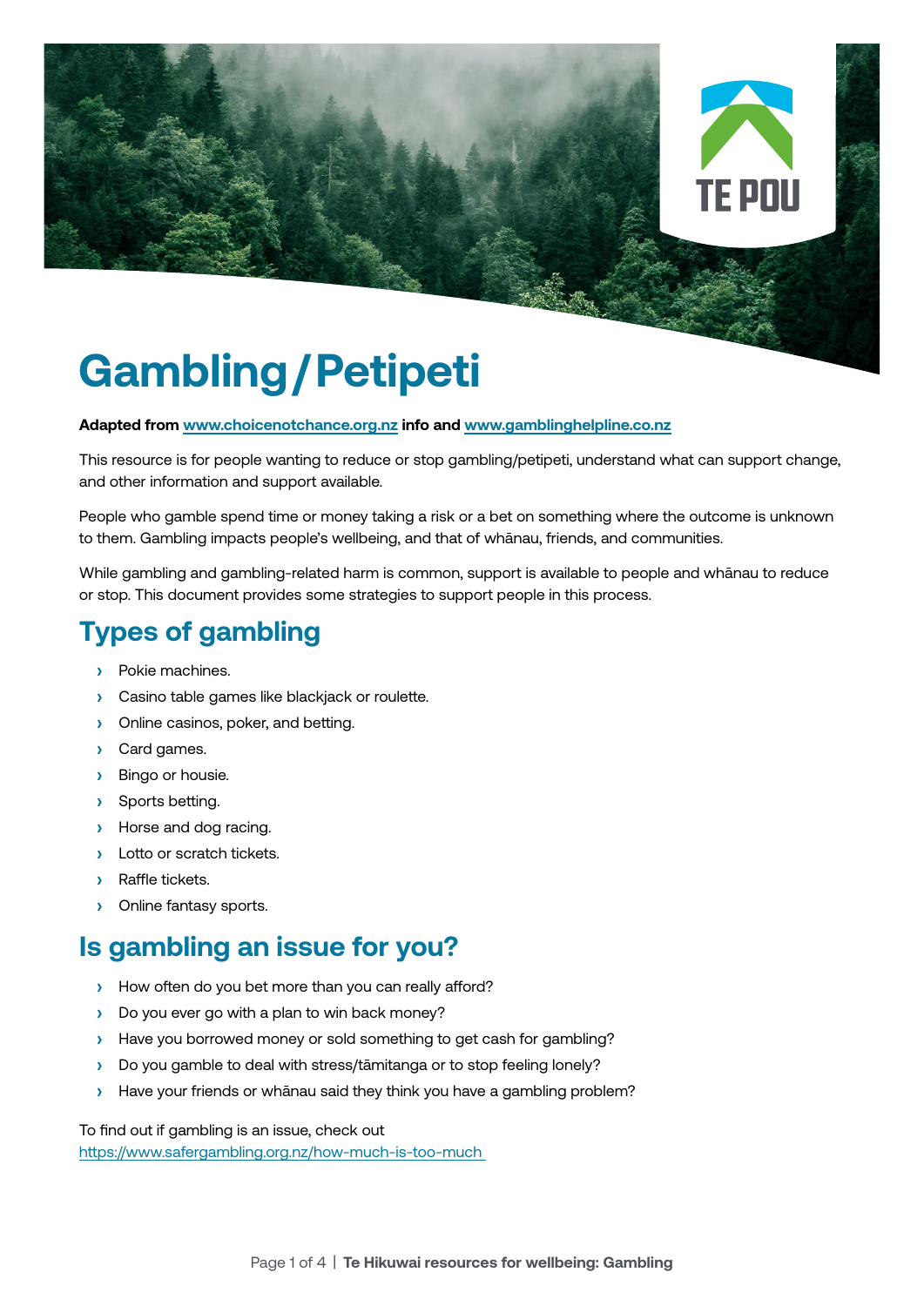# Gambling / Petipeti

**Adapted from [www.choicenotchance.org.nz](http://www.choicenotchance.org.nz) info and [www.gamblinghelpline.co.nz](http://www.gamblinghelpline.co.nz)**

This resource is for people wanting to reduce or stop gambling/petipeti, understand what can support change, and other information and support available.

People who gamble spend time or money taking a risk or a bet on something where the outcome is unknown to them. Gambling impacts people's wellbeing, and that of whānau, friends, and communities.

While gambling and gambling-related harm is common, support is available to people and whānau to reduce or stop. This document provides some strategies to support people in this process.

## Types of gambling

- Pokie machines.
- Casino table games like blackjack or roulette.
- Online casinos, poker, and betting.
- Card games.
- Bingo or housie.
- Sports betting.
- Horse and dog racing.
- Lotto or scratch tickets.
- Raffle tickets.
- Online fantasy sports.

## Is gambling an issue for you?

- How often do you bet more than you can really afford?
- Do you ever go with a plan to win back money?
- Have you borrowed money or sold something to get cash for gambling?
- Do you gamble to deal with stress/tāmitanga or to stop feeling lonely?
- Have your friends or whānau said they think you have a gambling problem?

To find out if gambling is an issue, check out
[https://www.safergambling.org.nz/how-much-is-too-much](https://www.safergambling.org.nz/how-much-is-too-much)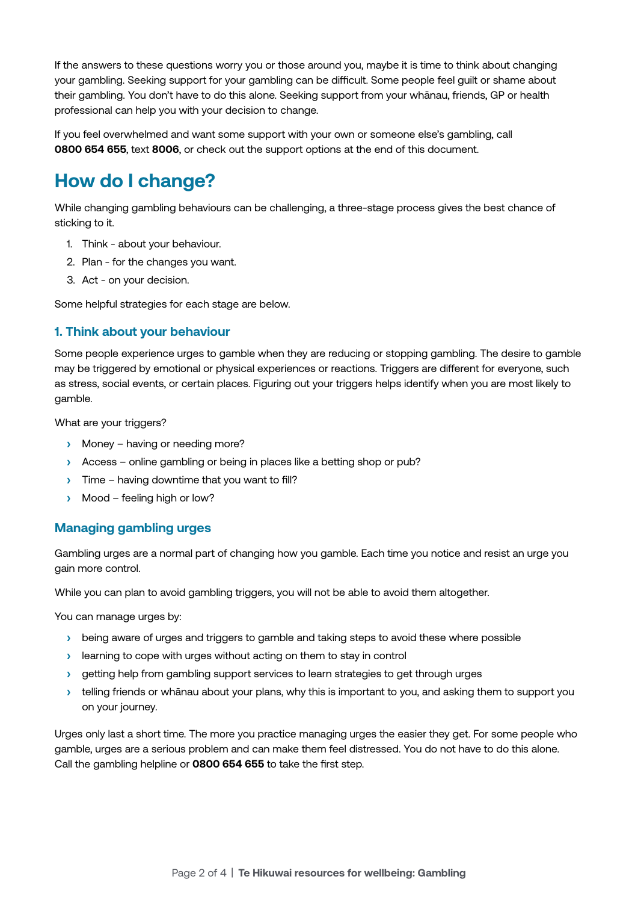If the answers to these questions worry you or those around you, maybe it is time to think about changing your gambling. Seeking support for your gambling can be difficult. Some people feel guilt or shame about their gambling. You don't have to do this alone. Seeking support from your whānau, friends, GP or health professional can help you with your decision to change.

If you feel overwhelmed and want some support with your own or someone else's gambling, call **0800 654 655**, text **8006**, or check out the support options at the end of this document.

## How do I change?

While changing gambling behaviours can be challenging, a three-stage process gives the best chance of sticking to it.

1. Think - about your behaviour.
2. Plan - for the changes you want.
3. Act - on your decision.

Some helpful strategies for each stage are below.

### 1. Think about your behaviour

Some people experience urges to gamble when they are reducing or stopping gambling. The desire to gamble may be triggered by emotional or physical experiences or reactions. Triggers are different for everyone, such as stress, social events, or certain places. Figuring out your triggers helps identify when you are most likely to gamble.

What are your triggers?

- Money – having or needing more?
- Access – online gambling or being in places like a betting shop or pub?
- Time – having downtime that you want to fill?
- Mood – feeling high or low?

### Managing gambling urges

Gambling urges are a normal part of changing how you gamble. Each time you notice and resist an urge you gain more control.

While you can plan to avoid gambling triggers, you will not be able to avoid them altogether.

You can manage urges by:

- being aware of urges and triggers to gamble and taking steps to avoid these where possible
- learning to cope with urges without acting on them to stay in control
- getting help from gambling support services to learn strategies to get through urges
- telling friends or whānau about your plans, why this is important to you, and asking them to support you on your journey.

Urges only last a short time. The more you practice managing urges the easier they get. For some people who gamble, urges are a serious problem and can make them feel distressed. You do not have to do this alone. Call the gambling helpline or **0800 654 655** to take the first step.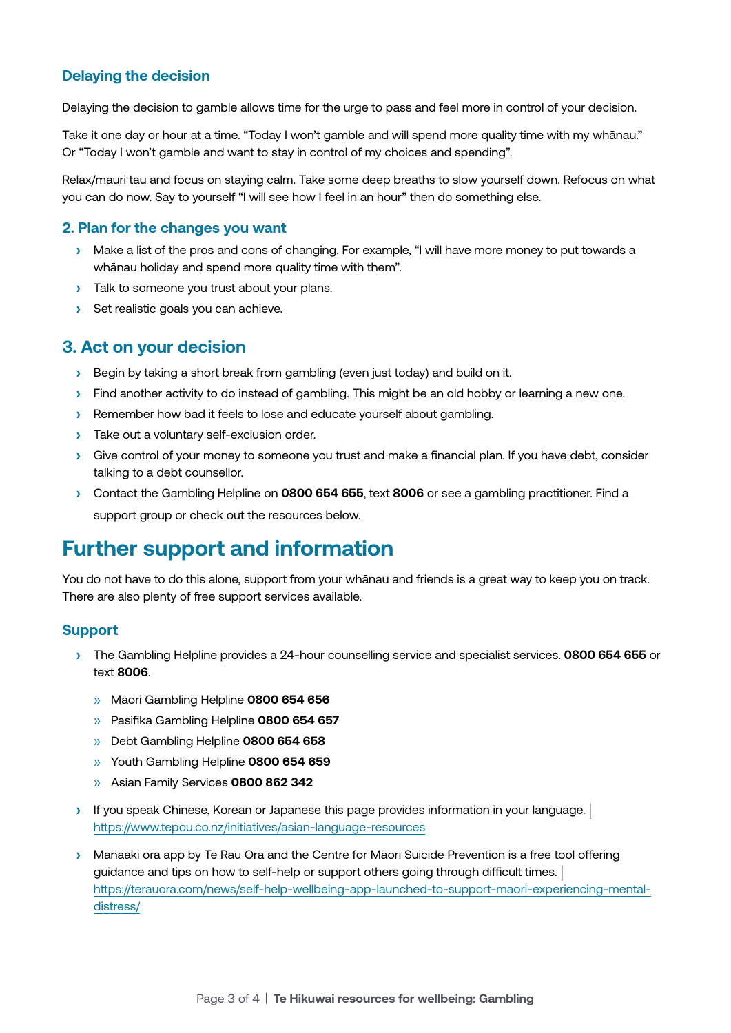### Delaying the decision

Delaying the decision to gamble allows time for the urge to pass and feel more in control of your decision.

Take it one day or hour at a time. "Today I won't gamble and will spend more quality time with my whānau." Or "Today I won't gamble and want to stay in control of my choices and spending".

Relax/mauri tau and focus on staying calm. Take some deep breaths to slow yourself down. Refocus on what you can do now. Say to yourself "I will see how I feel in an hour" then do something else.

### 2. Plan for the changes you want

- Make a list of the pros and cons of changing. For example, "I will have more money to put towards a whānau holiday and spend more quality time with them".
- Talk to someone you trust about your plans.
- Set realistic goals you can achieve.

## 3. Act on your decision

- Begin by taking a short break from gambling (even just today) and build on it.
- Find another activity to do instead of gambling. This might be an old hobby or learning a new one.
- Remember how bad it feels to lose and educate yourself about gambling.
- Take out a voluntary self-exclusion order.
- Give control of your money to someone you trust and make a financial plan. If you have debt, consider talking to a debt counsellor.
- Contact the Gambling Helpline on **0800 654 655**, text **8006** or see a gambling practitioner. Find a support group or check out the resources below.

# Further support and information

You do not have to do this alone, support from your whānau and friends is a great way to keep you on track. There are also plenty of free support services available.

### Support

- The Gambling Helpline provides a 24-hour counselling service and specialist services. **0800 654 655** or text **8006**.
  - Māori Gambling Helpline **0800 654 656**
  - Pasifika Gambling Helpline **0800 654 657**
  - Debt Gambling Helpline **0800 654 658**
  - Youth Gambling Helpline **0800 654 659**
  - Asian Family Services **0800 862 342**
- If you speak Chinese, Korean or Japanese this page provides information in your language. | https://www.tepou.co.nz/initiatives/asian-language-resources
- Manaaki ora app by Te Rau Ora and the Centre for Māori Suicide Prevention is a free tool offering guidance and tips on how to self-help or support others going through difficult times. | https://terauora.com/news/self-help-wellbeing-app-launched-to-support-maori-experiencing-mental-distress/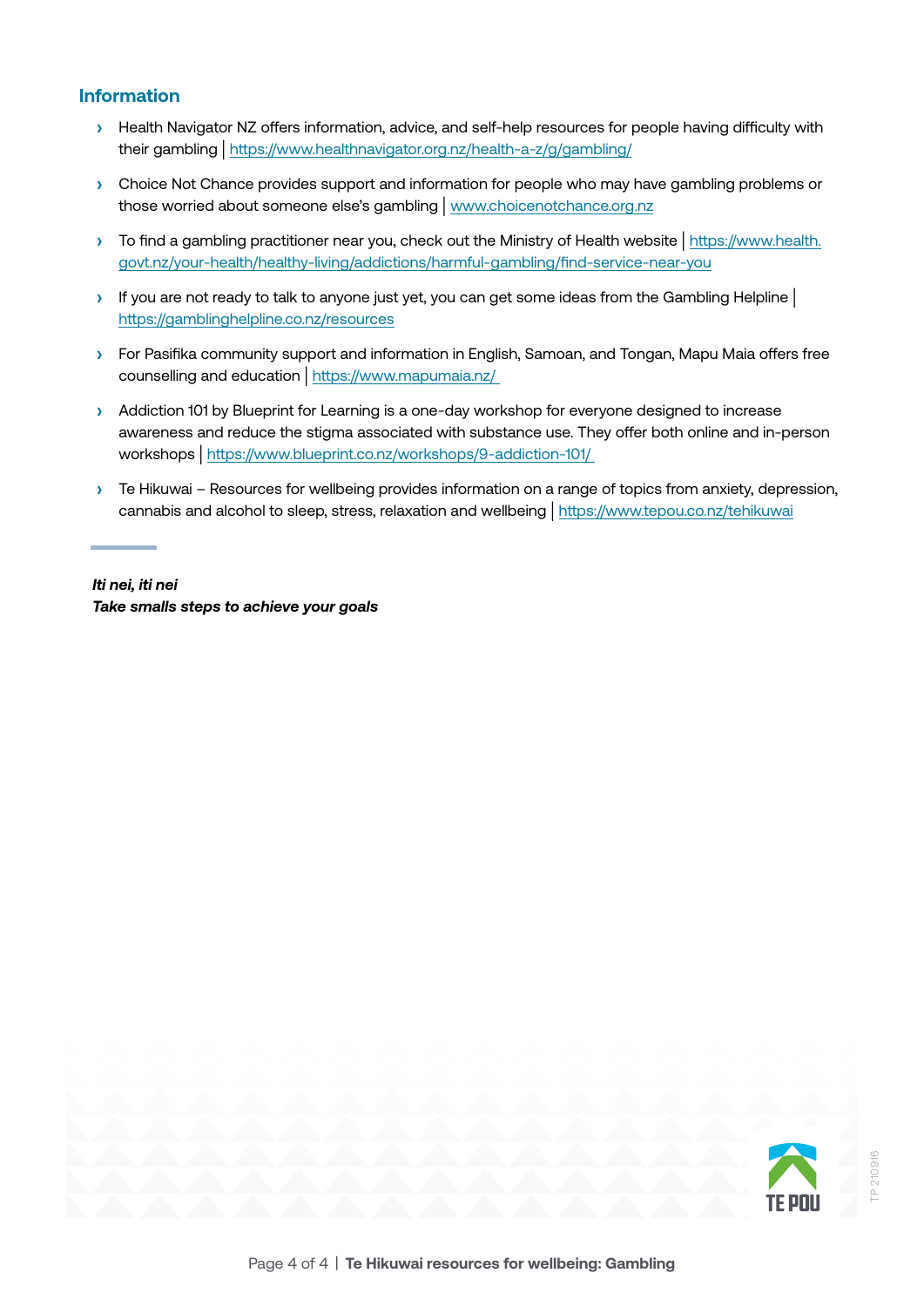## Information

- Health Navigator NZ offers information, advice, and self-help resources for people having difficulty with their gambling | https://www.healthnavigator.org.nz/health-a-z/g/gambling/
- Choice Not Chance provides support and information for people who may have gambling problems or those worried about someone else's gambling | www.choicenotchance.org.nz
- To find a gambling practitioner near you, check out the Ministry of Health website | https://www.health.govt.nz/your-health/healthy-living/addictions/harmful-gambling/find-service-near-you
- If you are not ready to talk to anyone just yet, you can get some ideas from the Gambling Helpline | https://gamblinghelpline.co.nz/resources
- For Pasifika community support and information in English, Samoan, and Tongan, Mapu Maia offers free counselling and education | https://www.mapumaia.nz/
- Addiction 101 by Blueprint for Learning is a one-day workshop for everyone designed to increase awareness and reduce the stigma associated with substance use. They offer both online and in-person workshops | https://www.blueprint.co.nz/workshops/9-addiction-101/
- Te Hikuwai – Resources for wellbeing provides information on a range of topics from anxiety, depression, cannabis and alcohol to sleep, stress, relaxation and wellbeing | https://www.tepou.co.nz/tehikuwai

***Iti nei, iti nei***
***Take smalls steps to achieve your goals***

TE POU

TP 210916